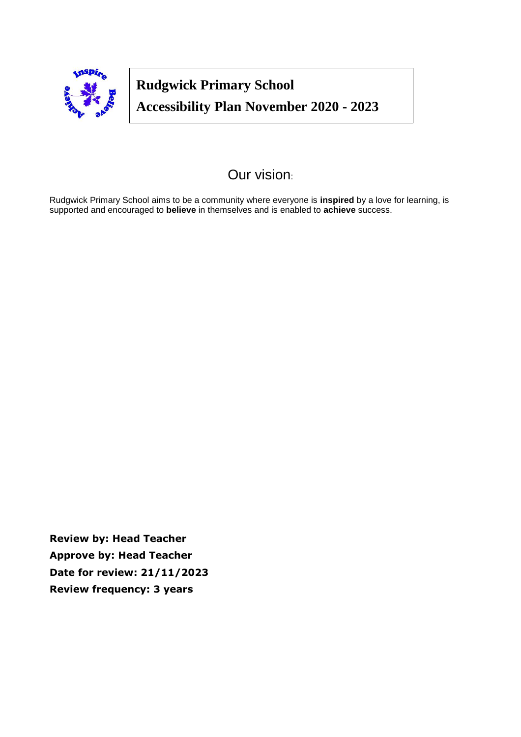# Rudgwick Primary School

# Accessibility Plan November 2020 - 2023

## Our vision:

Rudgwick Primary School aims to be a community where everyone is **inspired** by a love for learning, is supported and encouraged to **believe** in themselves and is enabled to **achieve** success.

**Review by: Head Teacher**
**Approve by: Head Teacher**
**Date for review: 21/11/2023**
**Review frequency: 3 years**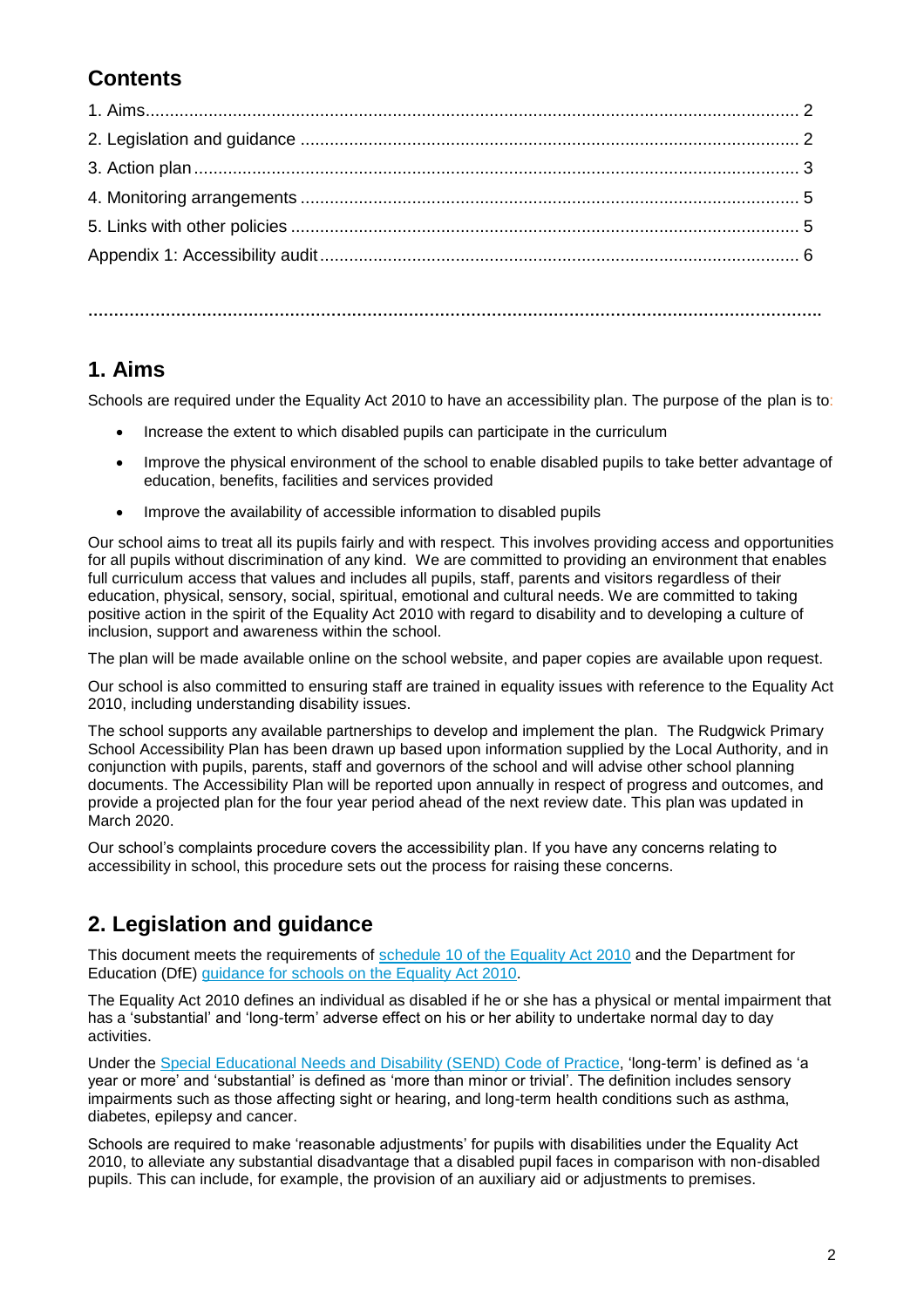## Contents

1. Aims ..... 2
2. Legislation and guidance ..... 2
3. Action plan ..... 3
4. Monitoring arrangements ..... 5
5. Links with other policies ..... 5

Appendix 1: Accessibility audit ..... 6

---

## 1. Aims

Schools are required under the Equality Act 2010 to have an accessibility plan. The purpose of the plan is to:

- Increase the extent to which disabled pupils can participate in the curriculum
- Improve the physical environment of the school to enable disabled pupils to take better advantage of education, benefits, facilities and services provided
- Improve the availability of accessible information to disabled pupils

Our school aims to treat all its pupils fairly and with respect. This involves providing access and opportunities for all pupils without discrimination of any kind. We are committed to providing an environment that enables full curriculum access that values and includes all pupils, staff, parents and visitors regardless of their education, physical, sensory, social, spiritual, emotional and cultural needs. We are committed to taking positive action in the spirit of the Equality Act 2010 with regard to disability and to developing a culture of inclusion, support and awareness within the school.

The plan will be made available online on the school website, and paper copies are available upon request.

Our school is also committed to ensuring staff are trained in equality issues with reference to the Equality Act 2010, including understanding disability issues.

The school supports any available partnerships to develop and implement the plan. The Rudgwick Primary School Accessibility Plan has been drawn up based upon information supplied by the Local Authority, and in conjunction with pupils, parents, staff and governors of the school and will advise other school planning documents. The Accessibility Plan will be reported upon annually in respect of progress and outcomes, and provide a projected plan for the four year period ahead of the next review date. This plan was updated in March 2020.

Our school's complaints procedure covers the accessibility plan. If you have any concerns relating to accessibility in school, this procedure sets out the process for raising these concerns.

## 2. Legislation and guidance

This document meets the requirements of schedule 10 of the Equality Act 2010 and the Department for Education (DfE) guidance for schools on the Equality Act 2010.

The Equality Act 2010 defines an individual as disabled if he or she has a physical or mental impairment that has a 'substantial' and 'long-term' adverse effect on his or her ability to undertake normal day to day activities.

Under the Special Educational Needs and Disability (SEND) Code of Practice, 'long-term' is defined as 'a year or more' and 'substantial' is defined as 'more than minor or trivial'. The definition includes sensory impairments such as those affecting sight or hearing, and long-term health conditions such as asthma, diabetes, epilepsy and cancer.

Schools are required to make 'reasonable adjustments' for pupils with disabilities under the Equality Act 2010, to alleviate any substantial disadvantage that a disabled pupil faces in comparison with non-disabled pupils. This can include, for example, the provision of an auxiliary aid or adjustments to premises.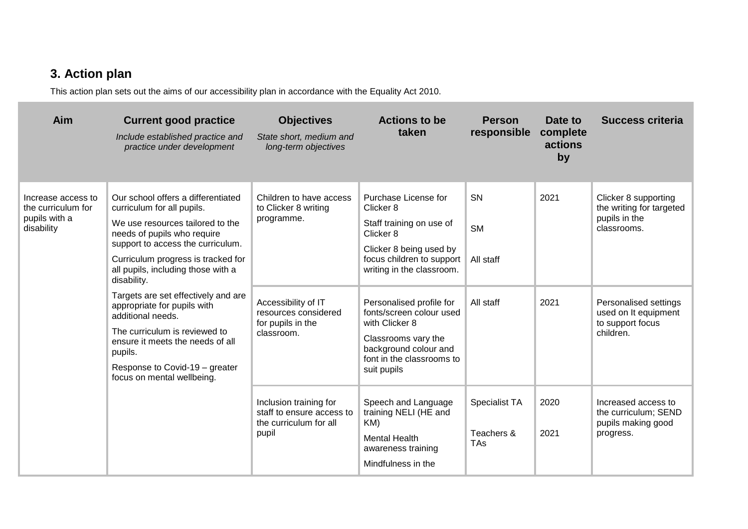## 3. Action plan

This action plan sets out the aims of our accessibility plan in accordance with the Equality Act 2010.

| Aim | Current good practice<br>*Include established practice and practice under development* | Objectives<br>*State short, medium and long-term objectives* | Actions to be taken | Person responsible | Date to complete actions by | Success criteria |
|---|---|---|---|---|---|---|
| Increase access to the curriculum for pupils with a disability | Our school offers a differentiated curriculum for all pupils.<br>We use resources tailored to the needs of pupils who require support to access the curriculum.<br>Curriculum progress is tracked for all pupils, including those with a disability.<br>Targets are set effectively and are appropriate for pupils with additional needs.<br>The curriculum is reviewed to ensure it meets the needs of all pupils.<br>Response to Covid-19 – greater focus on mental wellbeing. | Children to have access to Clicker 8 writing programme. | Purchase License for Clicker 8<br>Staff training on use of Clicker 8<br>Clicker 8 being used by focus children to support writing in the classroom. | SN<br>SM<br>All staff | 2021 | Clicker 8 supporting the writing for targeted pupils in the classrooms. |
| | | Accessibility of IT resources considered for pupils in the classroom. | Personalised profile for fonts/screen colour used with Clicker 8<br>Classrooms vary the background colour and font in the classrooms to suit pupils | All staff | 2021 | Personalised settings used on It equipment to support focus children. |
| | | Inclusion training for staff to ensure access to the curriculum for all pupil | Speech and Language training NELI (HE and KM)<br>Mental Health awareness training<br>Mindfulness in the | Specialist TA<br>Teachers & TAs | 2020<br>2021 | Increased access to the curriculum; SEND pupils making good progress. |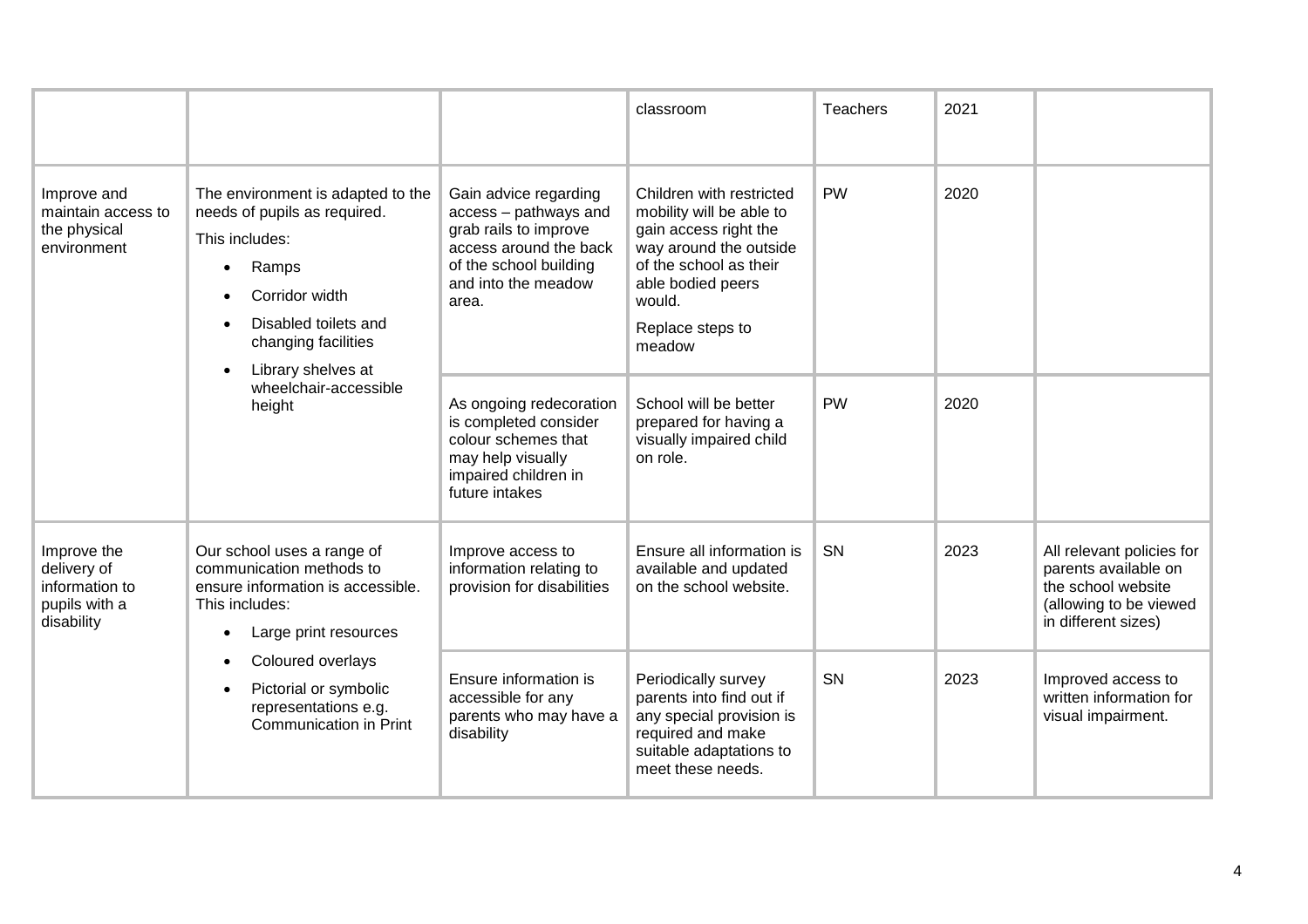| | | | classroom | Teachers | 2021 | |
|---|---|---|---|---|---|---|
| Improve and maintain access to the physical environment | The environment is adapted to the needs of pupils as required.<br>This includes:<br>• Ramps<br>• Corridor width<br>• Disabled toilets and changing facilities<br>• Library shelves at wheelchair-accessible height | Gain advice regarding access – pathways and grab rails to improve access around the back of the school building and into the meadow area. | Children with restricted mobility will be able to gain access right the way around the outside of the school as their able bodied peers would.<br>Replace steps to meadow | PW | 2020 | |
| | | As ongoing redecoration is completed consider colour schemes that may help visually impaired children in future intakes | School will be better prepared for having a visually impaired child on role. | PW | 2020 | |
| Improve the delivery of information to pupils with a disability | Our school uses a range of communication methods to ensure information is accessible. This includes:<br>• Large print resources<br>• Coloured overlays<br>• Pictorial or symbolic representations e.g. Communication in Print | Improve access to information relating to provision for disabilities | Ensure all information is available and updated on the school website. | SN | 2023 | All relevant policies for parents available on the school website (allowing to be viewed in different sizes) |
| | | Ensure information is accessible for any parents who may have a disability | Periodically survey parents into find out if any special provision is required and make suitable adaptations to meet these needs. | SN | 2023 | Improved access to written information for visual impairment. |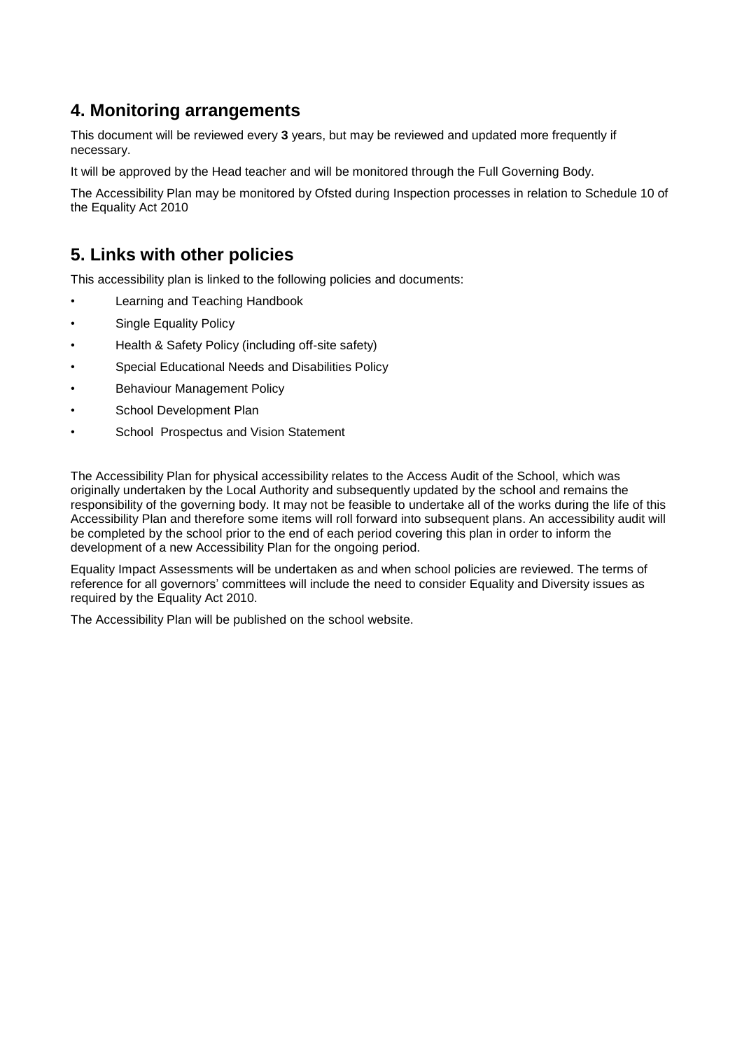## 4. Monitoring arrangements

This document will be reviewed every **3** years, but may be reviewed and updated more frequently if necessary.

It will be approved by the Head teacher and will be monitored through the Full Governing Body.

The Accessibility Plan may be monitored by Ofsted during Inspection processes in relation to Schedule 10 of the Equality Act 2010

## 5. Links with other policies

This accessibility plan is linked to the following policies and documents:

- Learning and Teaching Handbook
- Single Equality Policy
- Health & Safety Policy (including off-site safety)
- Special Educational Needs and Disabilities Policy
- Behaviour Management Policy
- School Development Plan
- School Prospectus and Vision Statement

The Accessibility Plan for physical accessibility relates to the Access Audit of the School, which was originally undertaken by the Local Authority and subsequently updated by the school and remains the responsibility of the governing body. It may not be feasible to undertake all of the works during the life of this Accessibility Plan and therefore some items will roll forward into subsequent plans. An accessibility audit will be completed by the school prior to the end of each period covering this plan in order to inform the development of a new Accessibility Plan for the ongoing period.

Equality Impact Assessments will be undertaken as and when school policies are reviewed. The terms of reference for all governors' committees will include the need to consider Equality and Diversity issues as required by the Equality Act 2010.

The Accessibility Plan will be published on the school website.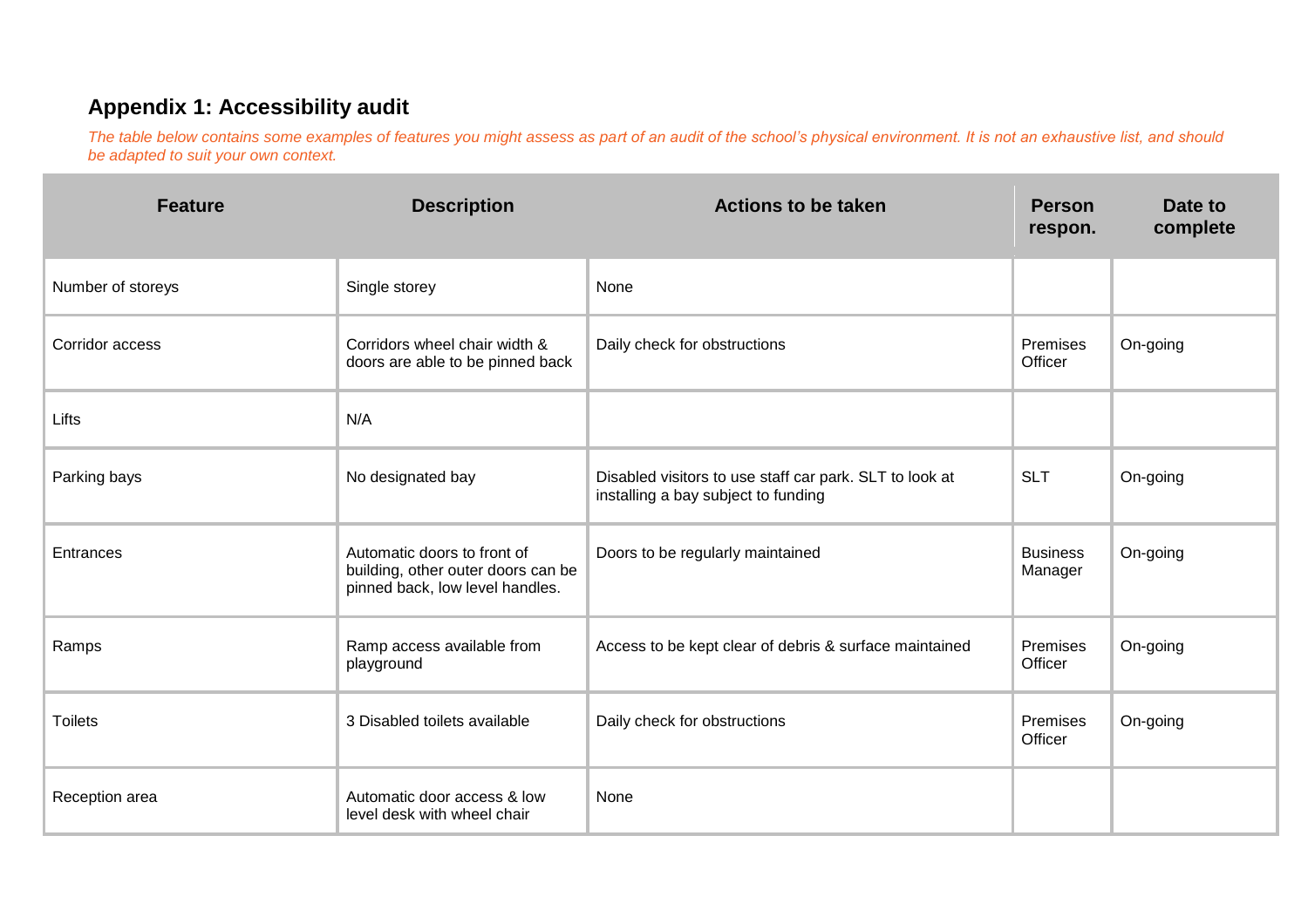## Appendix 1: Accessibility audit

*The table below contains some examples of features you might assess as part of an audit of the school's physical environment. It is not an exhaustive list, and should be adapted to suit your own context.*

| Feature | Description | Actions to be taken | Person respon. | Date to complete |
|---|---|---|---|---|
| Number of storeys | Single storey | None | | |
| Corridor access | Corridors wheel chair width & doors are able to be pinned back | Daily check for obstructions | Premises Officer | On-going |
| Lifts | N/A | | | |
| Parking bays | No designated bay | Disabled visitors to use staff car park. SLT to look at installing a bay subject to funding | SLT | On-going |
| Entrances | Automatic doors to front of building, other outer doors can be pinned back, low level handles. | Doors to be regularly maintained | Business Manager | On-going |
| Ramps | Ramp access available from playground | Access to be kept clear of debris & surface maintained | Premises Officer | On-going |
| Toilets | 3 Disabled toilets available | Daily check for obstructions | Premises Officer | On-going |
| Reception area | Automatic door access & low level desk with wheel chair | None | | |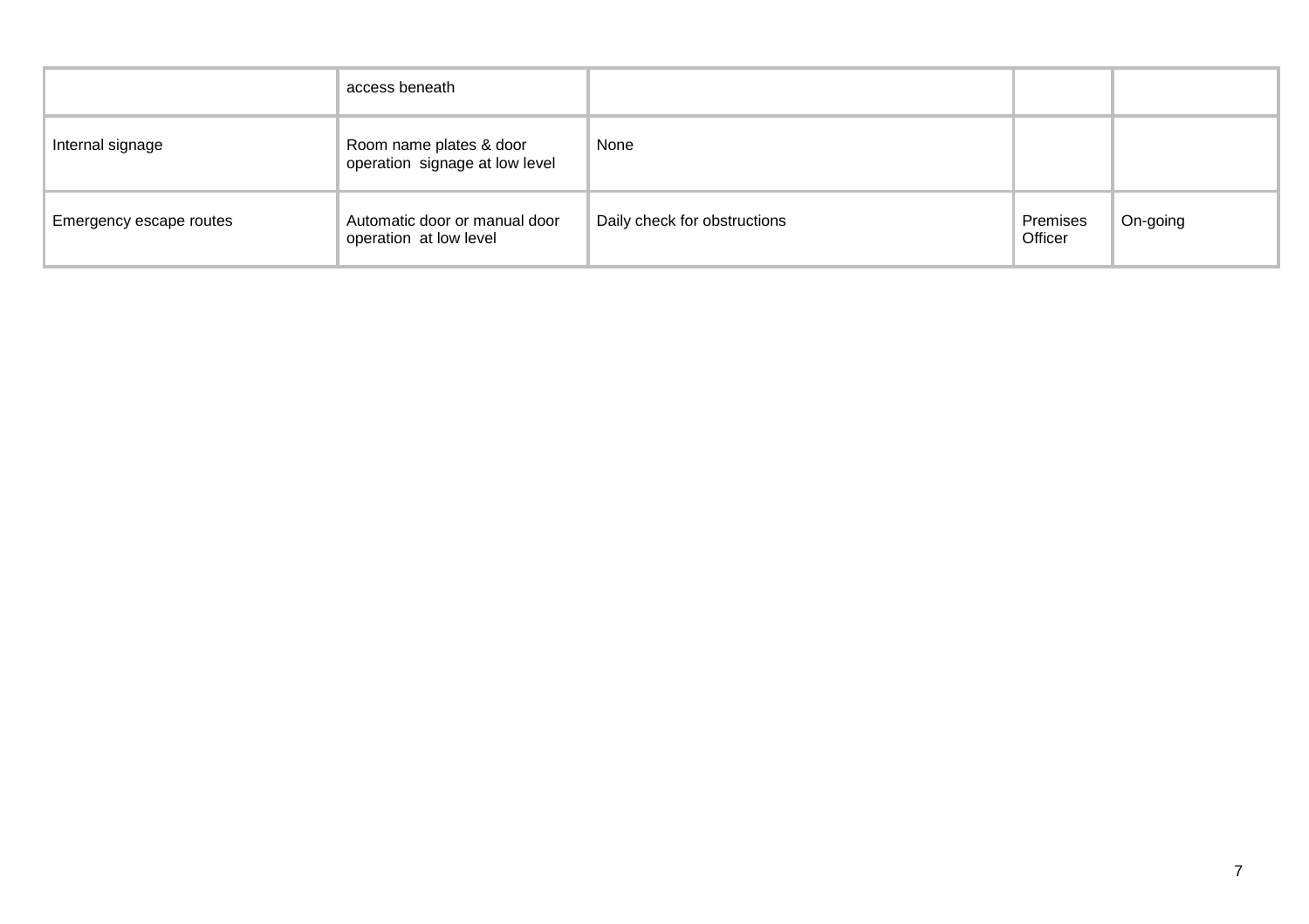| | | | | |
|---|---|---|---|---|
| | access beneath | | | |
| Internal signage | Room name plates & door operation signage at low level | None | | |
| Emergency escape routes | Automatic door or manual door operation at low level | Daily check for obstructions | Premises Officer | On-going |